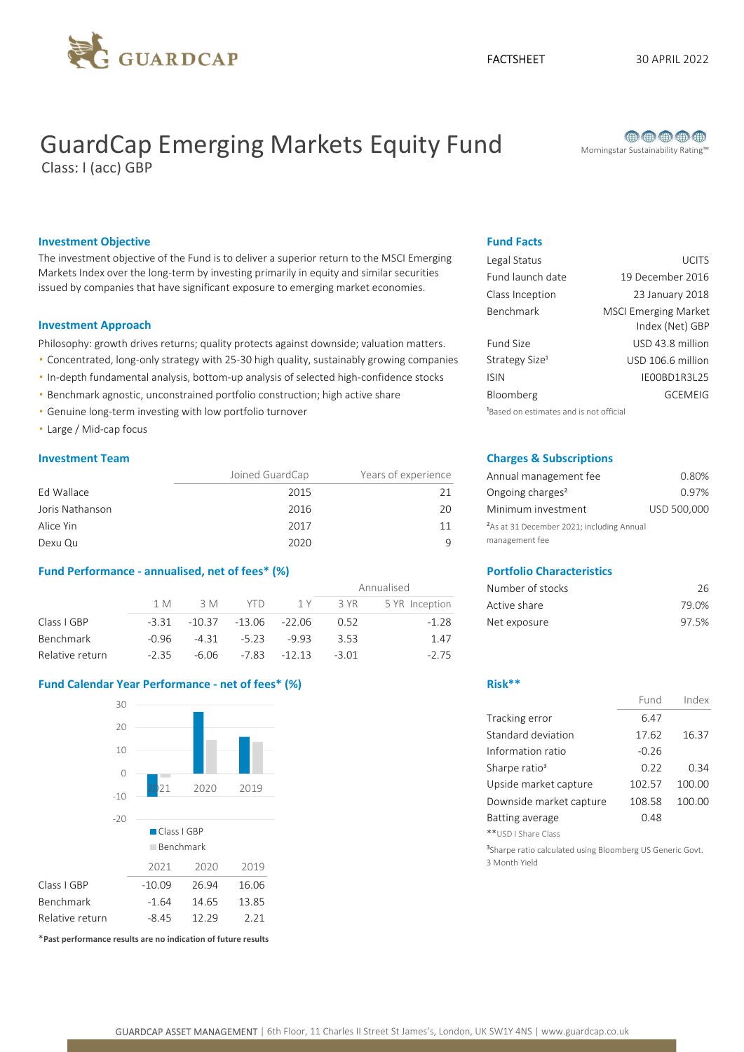FACTSHEET 30 APRIL 2022

# GuardCap Emerging Markets Equity Fund

Class: I (acc) GBP

Morningstar Sustainability Rating™

## Investment Objective

The investment objective of the Fund is to deliver a superior return to the MSCI Emerging Markets Index over the long-term by investing primarily in equity and similar securities issued by companies that have significant exposure to emerging market economies.

## Investment Approach

Philosophy: growth drives returns; quality protects against downside; valuation matters.

- Concentrated, long-only strategy with 25-30 high quality, sustainably growing companies
- In-depth fundamental analysis, bottom-up analysis of selected high-confidence stocks
- Benchmark agnostic, unconstrained portfolio construction; high active share
- Genuine long-term investing with low portfolio turnover
- Large / Mid-cap focus

## Investment Team

| | Joined GuardCap | Years of experience |
|---|---|---|
| Ed Wallace | 2015 | 21 |
| Joris Nathanson | 2016 | 20 |
| Alice Yin | 2017 | 11 |
| Dexu Qu | 2020 | 9 |

## Fund Performance - annualised, net of fees* (%)

| | | | | | Annualised | | |
|---|---|---|---|---|---|---|---|
| | 1 M | 3 M | YTD | 1 Y | 3 YR | 5 YR | Inception |
| Class I GBP | -3.31 | -10.37 | -13.06 | -22.06 | 0.52 | | -1.28 |
| Benchmark | -0.96 | -4.31 | -5.23 | -9.93 | 3.53 | | 1.47 |
| Relative return | -2.35 | -6.06 | -7.83 | -12.13 | -3.01 | | -2.75 |

## Fund Calendar Year Performance - net of fees* (%)

| | 2021 | 2020 | 2019 |
|---|---|---|---|
| Class I GBP | -10.09 | 26.94 | 16.06 |
| Benchmark | -1.64 | 14.65 | 13.85 |
| Relative return | -8.45 | 12.29 | 2.21 |

***Past performance results are no indication of future results**

## Fund Facts

| | |
|---|---|
| Legal Status | UCITS |
| Fund launch date | 19 December 2016 |
| Class Inception | 23 January 2018 |
| Benchmark | MSCI Emerging Market Index (Net) GBP |
| Fund Size | USD 43.8 million |
| Strategy Size[1] | USD 106.6 million |
| ISIN | IE00BD1R3L25 |
| Bloomberg | GCEMEIG |

[1]Based on estimates and is not official

## Charges & Subscriptions

| | |
|---|---|
| Annual management fee | 0.80% |
| Ongoing charges[2] | 0.97% |
| Minimum investment | USD 500,000 |

[2]As at 31 December 2021; including Annual management fee

## Portfolio Characteristics

| | |
|---|---|
| Number of stocks | 26 |
| Active share | 79.0% |
| Net exposure | 97.5% |

## Risk**

| | Fund | Index |
|---|---|---|
| Tracking error | 6.47 | |
| Standard deviation | 17.62 | 16.37 |
| Information ratio | -0.26 | |
| Sharpe ratio[3] | 0.22 | 0.34 |
| Upside market capture | 102.57 | 100.00 |
| Downside market capture | 108.58 | 100.00 |
| Batting average | 0.48 | |

**USD I Share Class

[3]Sharpe ratio calculated using Bloomberg US Generic Govt. 3 Month Yield

GUARDCAP ASSET MANAGEMENT | 6th Floor, 11 Charles II Street St James's, London, UK SW1Y 4NS | www.guardcap.co.uk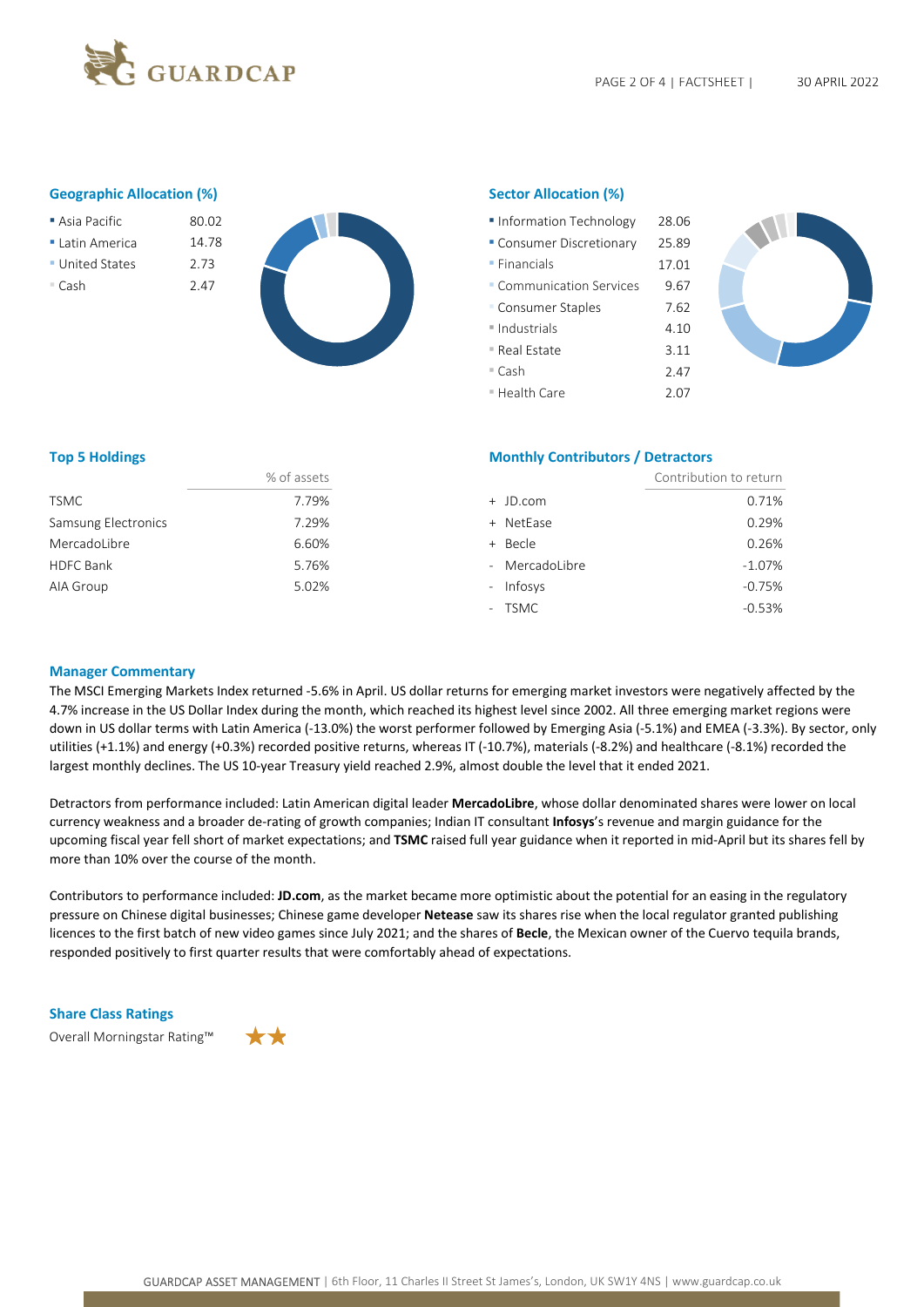## Geographic Allocation (%)

| Region | % |
|---|---|
| Asia Pacific | 80.02 |
| Latin America | 14.78 |
| United States | 2.73 |
| Cash | 2.47 |

## Sector Allocation (%)

| Sector | % |
|---|---|
| Information Technology | 28.06 |
| Consumer Discretionary | 25.89 |
| Financials | 17.01 |
| Communication Services | 9.67 |
| Consumer Staples | 7.62 |
| Industrials | 4.10 |
| Real Estate | 3.11 |
| Cash | 2.47 |
| Health Care | 2.07 |

## Top 5 Holdings

| | % of assets |
|---|---|
| TSMC | 7.79% |
| Samsung Electronics | 7.29% |
| MercadoLibre | 6.60% |
| HDFC Bank | 5.76% |
| AIA Group | 5.02% |

## Monthly Contributors / Detractors

| | Contribution to return |
|---|---|
| + JD.com | 0.71% |
| + NetEase | 0.29% |
| + Becle | 0.26% |
| - MercadoLibre | -1.07% |
| - Infosys | -0.75% |
| - TSMC | -0.53% |

## Manager Commentary

The MSCI Emerging Markets Index returned -5.6% in April. US dollar returns for emerging market investors were negatively affected by the 4.7% increase in the US Dollar Index during the month, which reached its highest level since 2002. All three emerging market regions were down in US dollar terms with Latin America (-13.0%) the worst performer followed by Emerging Asia (-5.1%) and EMEA (-3.3%). By sector, only utilities (+1.1%) and energy (+0.3%) recorded positive returns, whereas IT (-10.7%), materials (-8.2%) and healthcare (-8.1%) recorded the largest monthly declines. The US 10-year Treasury yield reached 2.9%, almost double the level that it ended 2021.

Detractors from performance included: Latin American digital leader **MercadoLibre**, whose dollar denominated shares were lower on local currency weakness and a broader de-rating of growth companies; Indian IT consultant **Infosys**'s revenue and margin guidance for the upcoming fiscal year fell short of market expectations; and **TSMC** raised full year guidance when it reported in mid-April but its shares fell by more than 10% over the course of the month.

Contributors to performance included: **JD.com**, as the market became more optimistic about the potential for an easing in the regulatory pressure on Chinese digital businesses; Chinese game developer **Netease** saw its shares rise when the local regulator granted publishing licences to the first batch of new video games since July 2021; and the shares of **Becle**, the Mexican owner of the Cuervo tequila brands, responded positively to first quarter results that were comfortably ahead of expectations.

## Share Class Ratings

Overall Morningstar Rating™ ★★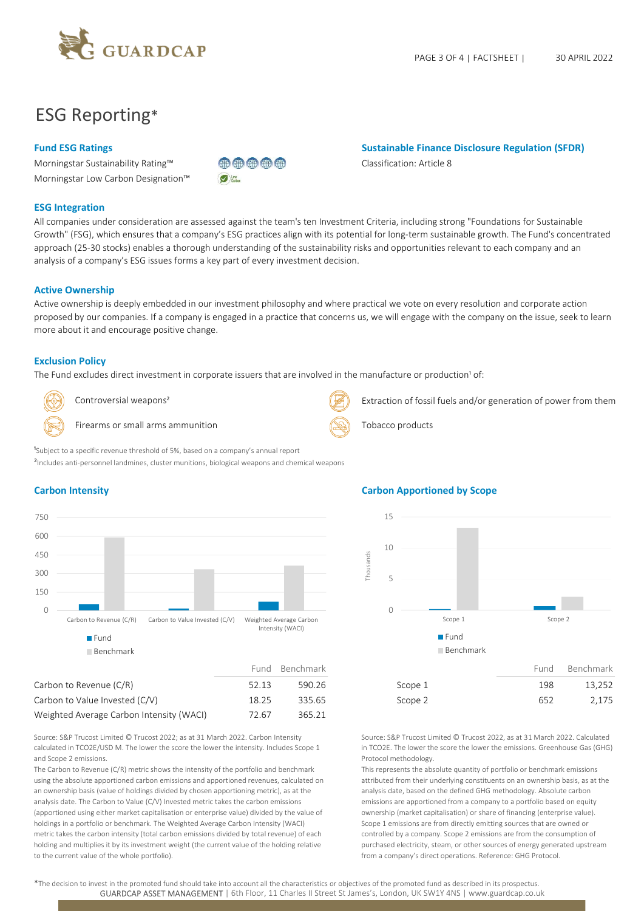# ESG Reporting*

## Fund ESG Ratings

Morningstar Sustainability Rating™

Morningstar Low Carbon Designation™

## Sustainable Finance Disclosure Regulation (SFDR)

Classification: Article 8

## ESG Integration

All companies under consideration are assessed against the team's ten Investment Criteria, including strong "Foundations for Sustainable Growth" (FSG), which ensures that a company's ESG practices align with its potential for long-term sustainable growth. The Fund's concentrated approach (25-30 stocks) enables a thorough understanding of the sustainability risks and opportunities relevant to each company and an analysis of a company's ESG issues forms a key part of every investment decision.

## Active Ownership

Active ownership is deeply embedded in our investment philosophy and where practical we vote on every resolution and corporate action proposed by our companies. If a company is engaged in a practice that concerns us, we will engage with the company on the issue, seek to learn more about it and encourage positive change.

## Exclusion Policy

The Fund excludes direct investment in corporate issuers that are involved in the manufacture or production[1] of:

- Controversial weapons[2]
- Firearms or small arms ammunition
- Extraction of fossil fuels and/or generation of power from them
- Tobacco products

[1]Subject to a specific revenue threshold of 5%, based on a company's annual report

[2]Includes anti-personnel landmines, cluster munitions, biological weapons and chemical weapons

## Carbon Intensity

| | Fund | Benchmark |
|---|---|---|
| Carbon to Revenue (C/R) | 52.13 | 590.26 |
| Carbon to Value Invested (C/V) | 18.25 | 335.65 |
| Weighted Average Carbon Intensity (WACI) | 72.67 | 365.21 |

Source: S&P Trucost Limited © Trucost 2022; as at 31 March 2022. Carbon Intensity calculated in TCO2E/USD M. The lower the score the lower the intensity. Includes Scope 1 and Scope 2 emissions.

The Carbon to Revenue (C/R) metric shows the intensity of the portfolio and benchmark using the absolute apportioned carbon emissions and apportioned revenues, calculated on an ownership basis (value of holdings divided by chosen apportioning metric), as at the analysis date. The Carbon to Value (C/V) Invested metric takes the carbon emissions (apportioned using either market capitalisation or enterprise value) divided by the value of holdings in a portfolio or benchmark. The Weighted Average Carbon Intensity (WACI) metric takes the carbon intensity (total carbon emissions divided by total revenue) of each holding and multiplies it by its investment weight (the current value of the holding relative to the current value of the whole portfolio).

## Carbon Apportioned by Scope

| | Fund | Benchmark |
|---|---|---|
| Scope 1 | 198 | 13,252 |
| Scope 2 | 652 | 2,175 |

Source: S&P Trucost Limited © Trucost 2022, as at 31 March 2022. Calculated in TCO2E. The lower the score the lower the emissions. Greenhouse Gas (GHG) Protocol methodology.

This represents the absolute quantity of portfolio or benchmark emissions attributed from their underlying constituents on an ownership basis, as at the analysis date, based on the defined GHG methodology. Absolute carbon emissions are apportioned from a company to a portfolio based on equity ownership (market capitalisation) or share of financing (enterprise value). Scope 1 emissions are from directly emitting sources that are owned or controlled by a company. Scope 2 emissions are from the consumption of purchased electricity, steam, or other sources of energy generated upstream from a company's direct operations. Reference: GHG Protocol.

*The decision to invest in the promoted fund should take into account all the characteristics or objectives of the promoted fund as described in its prospectus.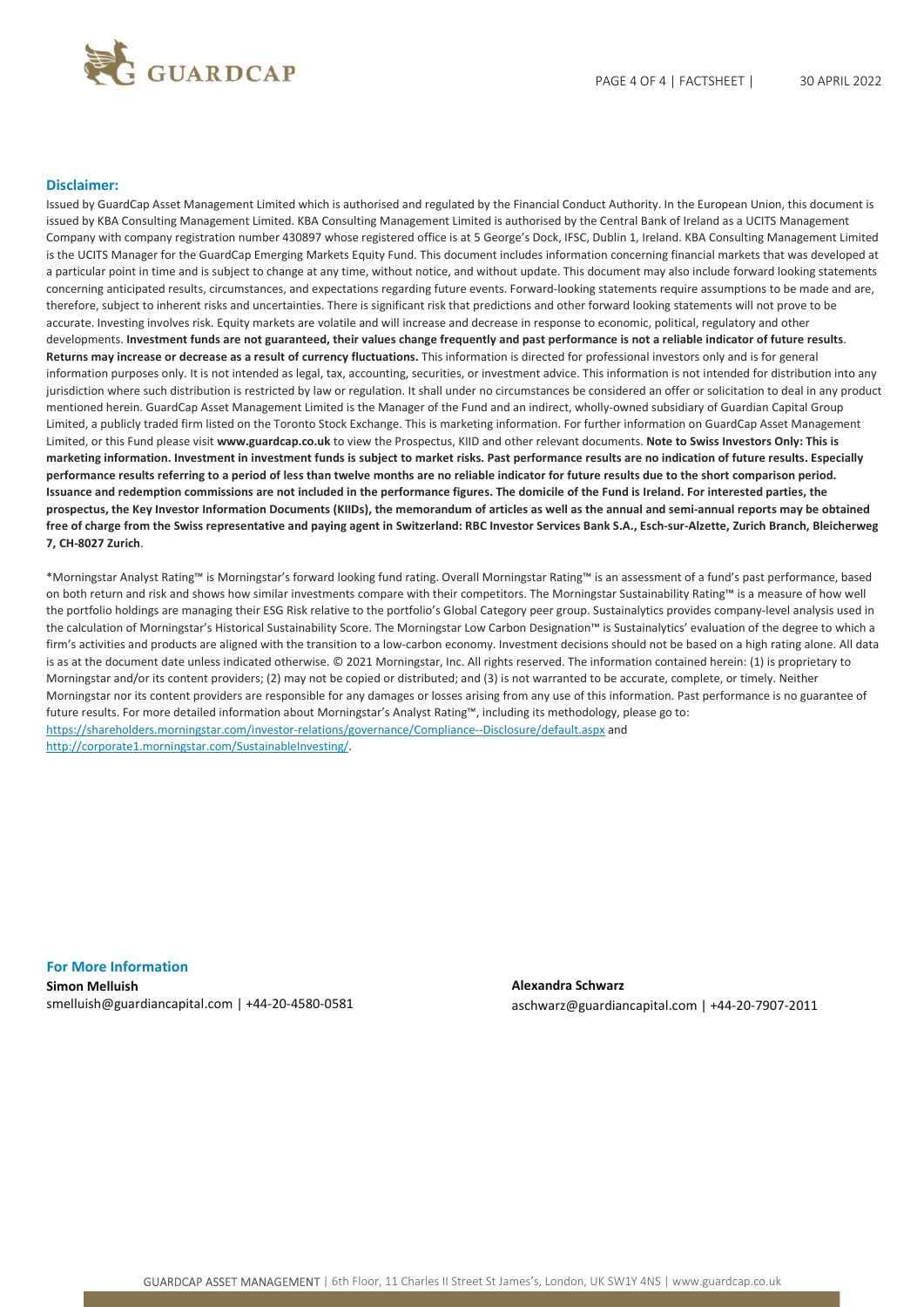## Disclaimer:

Issued by GuardCap Asset Management Limited which is authorised and regulated by the Financial Conduct Authority. In the European Union, this document is issued by KBA Consulting Management Limited. KBA Consulting Management Limited is authorised by the Central Bank of Ireland as a UCITS Management Company with company registration number 430897 whose registered office is at 5 George's Dock, IFSC, Dublin 1, Ireland. KBA Consulting Management Limited is the UCITS Manager for the GuardCap Emerging Markets Equity Fund. This document includes information concerning financial markets that was developed at a particular point in time and is subject to change at any time, without notice, and without update. This document may also include forward looking statements concerning anticipated results, circumstances, and expectations regarding future events. Forward-looking statements require assumptions to be made and are, therefore, subject to inherent risks and uncertainties. There is significant risk that predictions and other forward looking statements will not prove to be accurate. Investing involves risk. Equity markets are volatile and will increase and decrease in response to economic, political, regulatory and other developments. **Investment funds are not guaranteed, their values change frequently and past performance is not a reliable indicator of future results**. **Returns may increase or decrease as a result of currency fluctuations.** This information is directed for professional investors only and is for general information purposes only. It is not intended as legal, tax, accounting, securities, or investment advice. This information is not intended for distribution into any jurisdiction where such distribution is restricted by law or regulation. It shall under no circumstances be considered an offer or solicitation to deal in any product mentioned herein. GuardCap Asset Management Limited is the Manager of the Fund and an indirect, wholly-owned subsidiary of Guardian Capital Group Limited, a publicly traded firm listed on the Toronto Stock Exchange. This is marketing information. For further information on GuardCap Asset Management Limited, or this Fund please visit **www.guardcap.co.uk** to view the Prospectus, KIID and other relevant documents. **Note to Swiss Investors Only: This is marketing information. Investment in investment funds is subject to market risks. Past performance results are no indication of future results. Especially performance results referring to a period of less than twelve months are no reliable indicator for future results due to the short comparison period. Issuance and redemption commissions are not included in the performance figures. The domicile of the Fund is Ireland. For interested parties, the prospectus, the Key Investor Information Documents (KIIDs), the memorandum of articles as well as the annual and semi-annual reports may be obtained free of charge from the Swiss representative and paying agent in Switzerland: RBC Investor Services Bank S.A., Esch-sur-Alzette, Zurich Branch, Bleicherweg 7, CH-8027 Zurich**.

*Morningstar Analyst Rating™ is Morningstar's forward looking fund rating. Overall Morningstar Rating™ is an assessment of a fund's past performance, based on both return and risk and shows how similar investments compare with their competitors. The Morningstar Sustainability Rating™ is a measure of how well the portfolio holdings are managing their ESG Risk relative to the portfolio's Global Category peer group. Sustainalytics provides company-level analysis used in the calculation of Morningstar's Historical Sustainability Score. The Morningstar Low Carbon Designation™ is Sustainalytics' evaluation of the degree to which a firm's activities and products are aligned with the transition to a low-carbon economy. Investment decisions should not be based on a high rating alone. All data is as at the document date unless indicated otherwise. © 2021 Morningstar, Inc. All rights reserved. The information contained herein: (1) is proprietary to Morningstar and/or its content providers; (2) may not be copied or distributed; and (3) is not warranted to be accurate, complete, or timely. Neither Morningstar nor its content providers are responsible for any damages or losses arising from any use of this information. Past performance is no guarantee of future results. For more detailed information about Morningstar's Analyst Rating™, including its methodology, please go to: https://shareholders.morningstar.com/investor-relations/governance/Compliance--Disclosure/default.aspx and http://corporate1.morningstar.com/SustainableInvesting/.

## For More Information

**Simon Melluish**
smelluish@guardiancapital.com | +44-20-4580-0581

**Alexandra Schwarz**
aschwarz@guardiancapital.com | +44-20-7907-2011

GUARDCAP ASSET MANAGEMENT | 6th Floor, 11 Charles II Street St James's, London, UK SW1Y 4NS | www.guardcap.co.uk